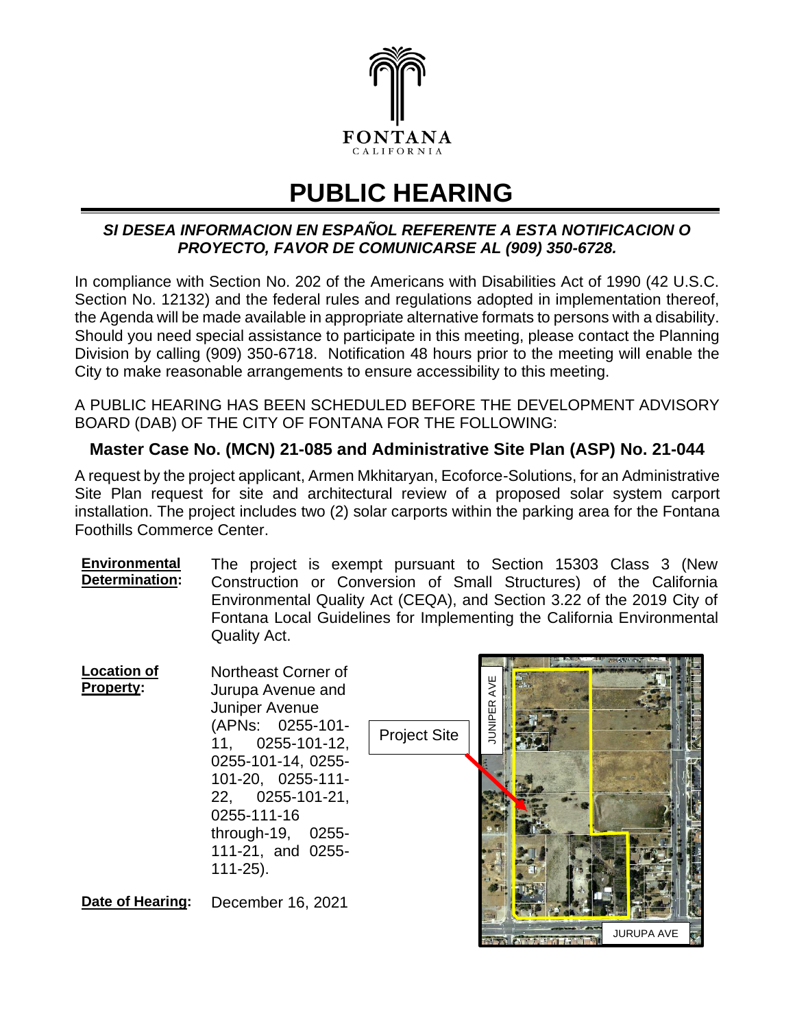FONTANA
CALIFORNIA

# PUBLIC HEARING

***SI DESEA INFORMACION EN ESPAÑOL REFERENTE A ESTA NOTIFICACION O PROYECTO, FAVOR DE COMUNICARSE AL (909) 350-6728.***

In compliance with Section No. 202 of the Americans with Disabilities Act of 1990 (42 U.S.C. Section No. 12132) and the federal rules and regulations adopted in implementation thereof, the Agenda will be made available in appropriate alternative formats to persons with a disability. Should you need special assistance to participate in this meeting, please contact the Planning Division by calling (909) 350-6718. Notification 48 hours prior to the meeting will enable the City to make reasonable arrangements to ensure accessibility to this meeting.

A PUBLIC HEARING HAS BEEN SCHEDULED BEFORE THE DEVELOPMENT ADVISORY BOARD (DAB) OF THE CITY OF FONTANA FOR THE FOLLOWING:

## Master Case No. (MCN) 21-085 and Administrative Site Plan (ASP) No. 21-044

A request by the project applicant, Armen Mkhitaryan, Ecoforce-Solutions, for an Administrative Site Plan request for site and architectural review of a proposed solar system carport installation. The project includes two (2) solar carports within the parking area for the Fontana Foothills Commerce Center.

**Environmental Determination:** The project is exempt pursuant to Section 15303 Class 3 (New Construction or Conversion of Small Structures) of the California Environmental Quality Act (CEQA), and Section 3.22 of the 2019 City of Fontana Local Guidelines for Implementing the California Environmental Quality Act.

**Location of Property:** Northeast Corner of Jurupa Avenue and Juniper Avenue (APNs: 0255-101-11, 0255-101-12, 0255-101-14, 0255-101-20, 0255-111-22, 0255-101-21, 0255-111-16 through-19, 0255-111-21, and 0255-111-25).

Project Site

JUNIPER AVE

JURUPA AVE

**Date of Hearing:** December 16, 2021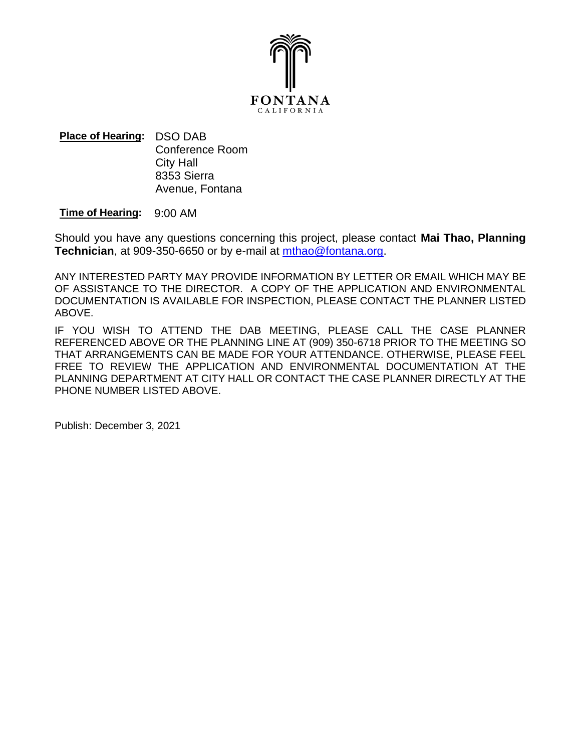FONTANA
CALIFORNIA

**Place of Hearing:** DSO DAB
Conference Room
City Hall
8353 Sierra
Avenue, Fontana

**Time of Hearing:** 9:00 AM

Should you have any questions concerning this project, please contact **Mai Thao, Planning Technician**, at 909-350-6650 or by e-mail at mthao@fontana.org.

ANY INTERESTED PARTY MAY PROVIDE INFORMATION BY LETTER OR EMAIL WHICH MAY BE OF ASSISTANCE TO THE DIRECTOR. A COPY OF THE APPLICATION AND ENVIRONMENTAL DOCUMENTATION IS AVAILABLE FOR INSPECTION, PLEASE CONTACT THE PLANNER LISTED ABOVE.

IF YOU WISH TO ATTEND THE DAB MEETING, PLEASE CALL THE CASE PLANNER REFERENCED ABOVE OR THE PLANNING LINE AT (909) 350-6718 PRIOR TO THE MEETING SO THAT ARRANGEMENTS CAN BE MADE FOR YOUR ATTENDANCE. OTHERWISE, PLEASE FEEL FREE TO REVIEW THE APPLICATION AND ENVIRONMENTAL DOCUMENTATION AT THE PLANNING DEPARTMENT AT CITY HALL OR CONTACT THE CASE PLANNER DIRECTLY AT THE PHONE NUMBER LISTED ABOVE.

Publish: December 3, 2021